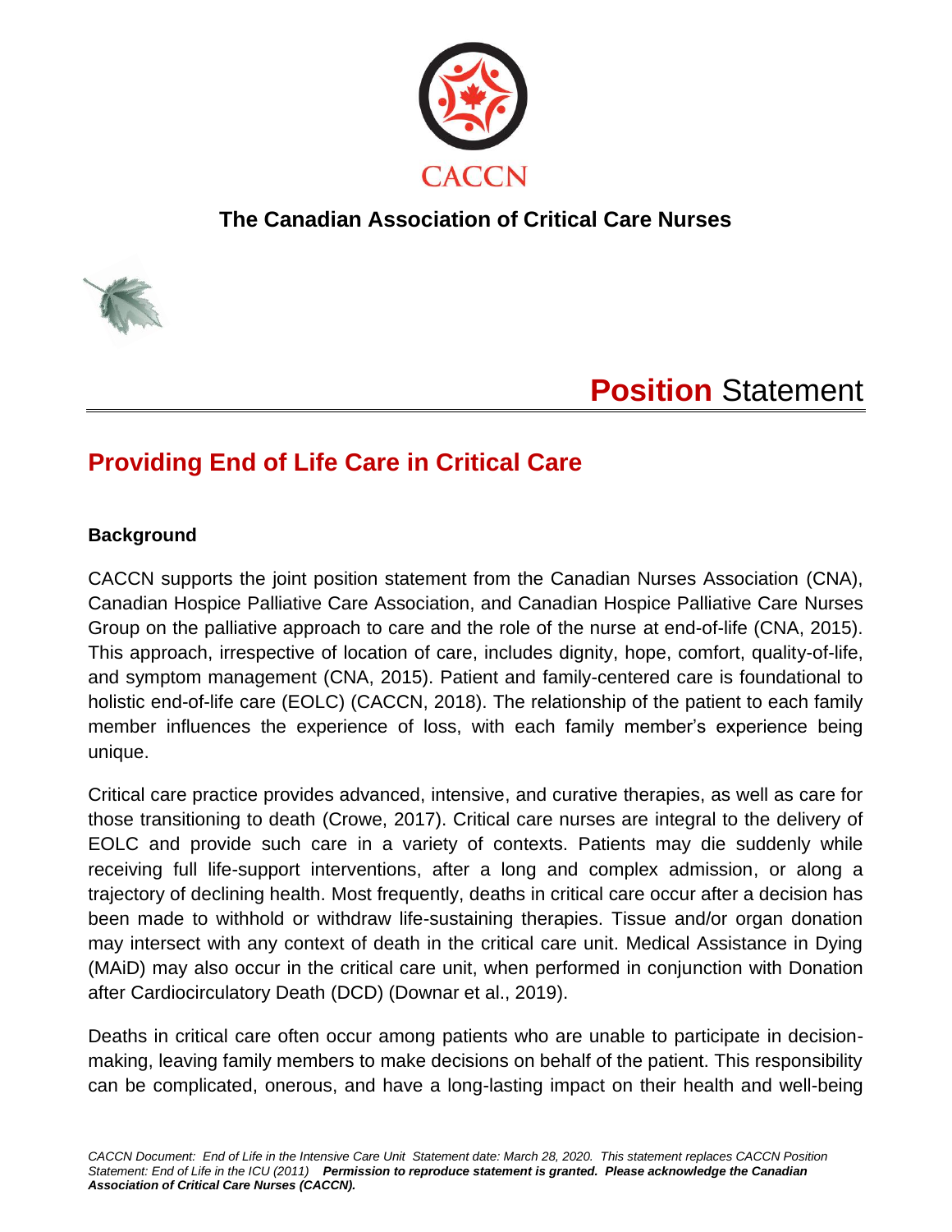CACCN

**The Canadian Association of Critical Care Nurses**

**Position** Statement

# Providing End of Life Care in Critical Care

## Background

CACCN supports the joint position statement from the Canadian Nurses Association (CNA), Canadian Hospice Palliative Care Association, and Canadian Hospice Palliative Care Nurses Group on the palliative approach to care and the role of the nurse at end-of-life (CNA, 2015). This approach, irrespective of location of care, includes dignity, hope, comfort, quality-of-life, and symptom management (CNA, 2015). Patient and family-centered care is foundational to holistic end-of-life care (EOLC) (CACCN, 2018). The relationship of the patient to each family member influences the experience of loss, with each family member's experience being unique.

Critical care practice provides advanced, intensive, and curative therapies, as well as care for those transitioning to death (Crowe, 2017). Critical care nurses are integral to the delivery of EOLC and provide such care in a variety of contexts. Patients may die suddenly while receiving full life-support interventions, after a long and complex admission, or along a trajectory of declining health. Most frequently, deaths in critical care occur after a decision has been made to withhold or withdraw life-sustaining therapies. Tissue and/or organ donation may intersect with any context of death in the critical care unit. Medical Assistance in Dying (MAiD) may also occur in the critical care unit, when performed in conjunction with Donation after Cardiocirculatory Death (DCD) (Downar et al., 2019).

Deaths in critical care often occur among patients who are unable to participate in decision-making, leaving family members to make decisions on behalf of the patient. This responsibility can be complicated, onerous, and have a long-lasting impact on their health and well-being

*CACCN Document: End of Life in the Intensive Care Unit Statement date: March 28, 2020. This statement replaces CACCN Position Statement: End of Life in the ICU (2011)* ***Permission to reproduce statement is granted. Please acknowledge the Canadian Association of Critical Care Nurses (CACCN).***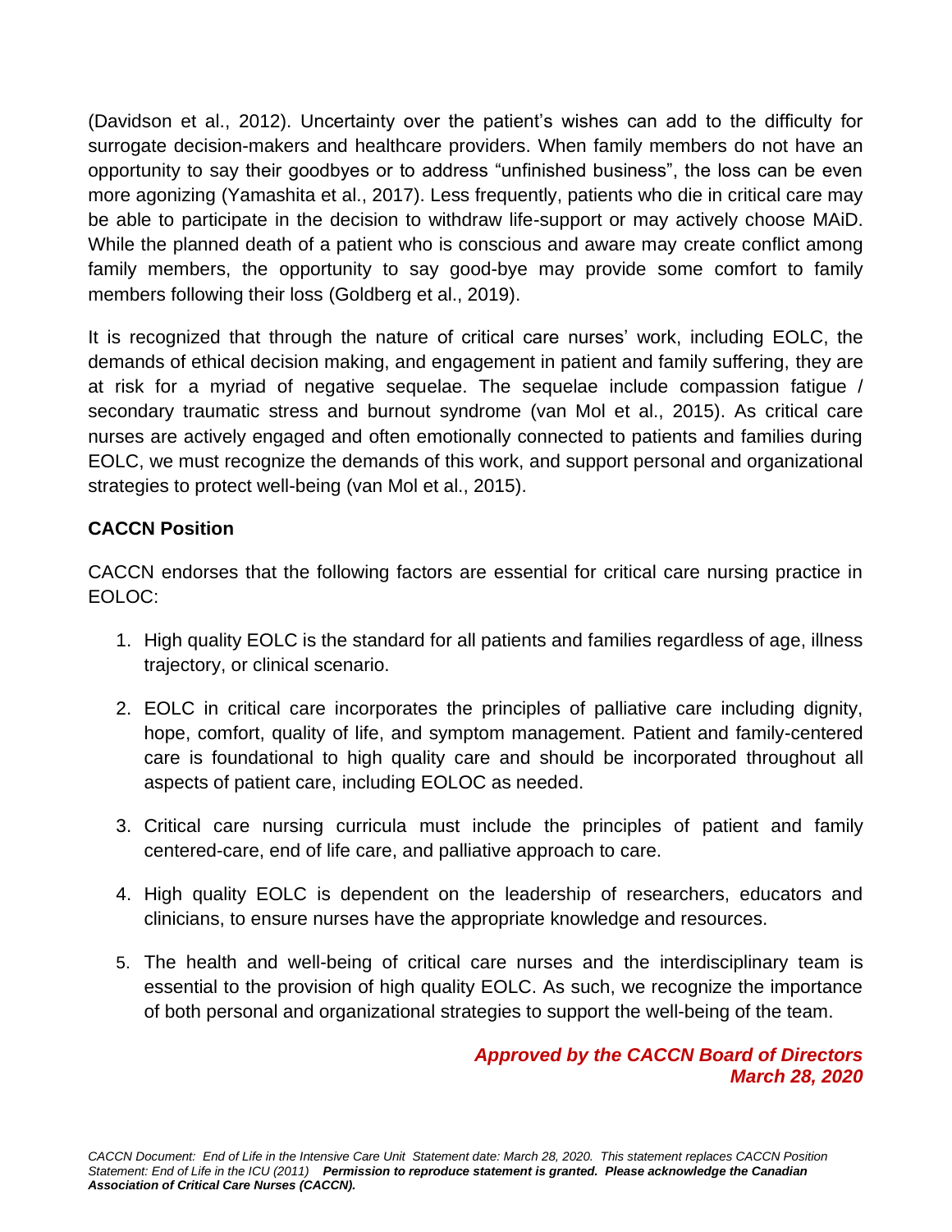(Davidson et al., 2012). Uncertainty over the patient's wishes can add to the difficulty for surrogate decision-makers and healthcare providers. When family members do not have an opportunity to say their goodbyes or to address "unfinished business", the loss can be even more agonizing (Yamashita et al., 2017). Less frequently, patients who die in critical care may be able to participate in the decision to withdraw life-support or may actively choose MAiD. While the planned death of a patient who is conscious and aware may create conflict among family members, the opportunity to say good-bye may provide some comfort to family members following their loss (Goldberg et al., 2019).

It is recognized that through the nature of critical care nurses' work, including EOLC, the demands of ethical decision making, and engagement in patient and family suffering, they are at risk for a myriad of negative sequelae. The sequelae include compassion fatigue / secondary traumatic stress and burnout syndrome (van Mol et al., 2015). As critical care nurses are actively engaged and often emotionally connected to patients and families during EOLC, we must recognize the demands of this work, and support personal and organizational strategies to protect well-being (van Mol et al., 2015).

**CACCN Position**

CACCN endorses that the following factors are essential for critical care nursing practice in EOLOC:

1. High quality EOLC is the standard for all patients and families regardless of age, illness trajectory, or clinical scenario.
2. EOLC in critical care incorporates the principles of palliative care including dignity, hope, comfort, quality of life, and symptom management. Patient and family-centered care is foundational to high quality care and should be incorporated throughout all aspects of patient care, including EOLOC as needed.
3. Critical care nursing curricula must include the principles of patient and family centered-care, end of life care, and palliative approach to care.
4. High quality EOLC is dependent on the leadership of researchers, educators and clinicians, to ensure nurses have the appropriate knowledge and resources.
5. The health and well-being of critical care nurses and the interdisciplinary team is essential to the provision of high quality EOLC. As such, we recognize the importance of both personal and organizational strategies to support the well-being of the team.

***Approved by the CACCN Board of Directors***
***March 28, 2020***

*CACCN Document: End of Life in the Intensive Care Unit Statement date: March 28, 2020. This statement replaces CACCN Position Statement: End of Life in the ICU (2011)* ***Permission to reproduce statement is granted. Please acknowledge the Canadian Association of Critical Care Nurses (CACCN).***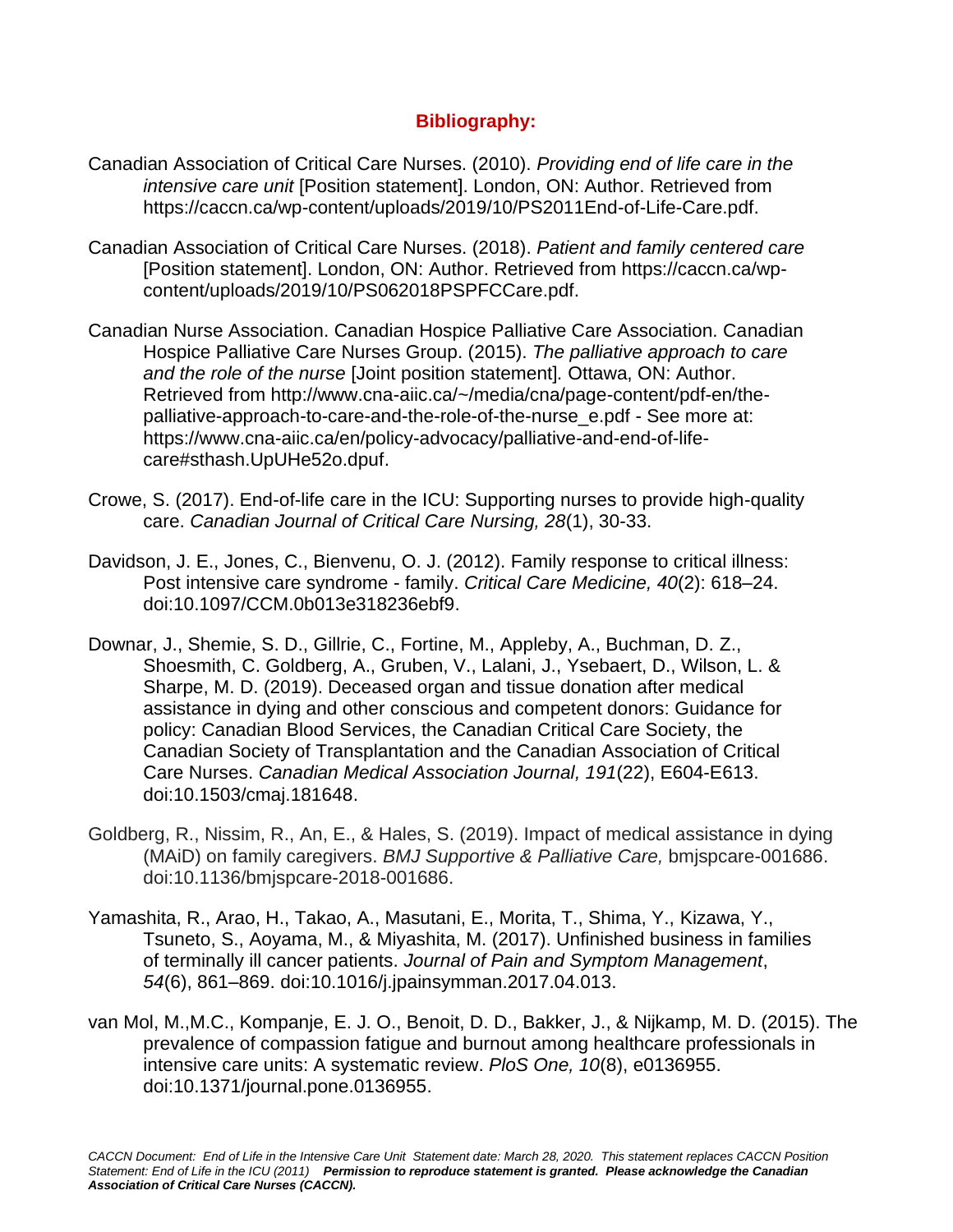## Bibliography:

Canadian Association of Critical Care Nurses. (2010). *Providing end of life care in the intensive care unit* [Position statement]. London, ON: Author. Retrieved from https://caccn.ca/wp-content/uploads/2019/10/PS2011End-of-Life-Care.pdf.

Canadian Association of Critical Care Nurses. (2018). *Patient and family centered care* [Position statement]. London, ON: Author. Retrieved from https://caccn.ca/wp-content/uploads/2019/10/PS062018PSPFCCare.pdf.

Canadian Nurse Association. Canadian Hospice Palliative Care Association. Canadian Hospice Palliative Care Nurses Group. (2015). *The palliative approach to care and the role of the nurse* [Joint position statement]. Ottawa, ON: Author. Retrieved from http://www.cna-aiic.ca/~/media/cna/page-content/pdf-en/the-palliative-approach-to-care-and-the-role-of-the-nurse_e.pdf - See more at: https://www.cna-aiic.ca/en/policy-advocacy/palliative-and-end-of-life-care#sthash.UpUHe52o.dpuf.

Crowe, S. (2017). End-of-life care in the ICU: Supporting nurses to provide high-quality care. *Canadian Journal of Critical Care Nursing, 28*(1), 30-33.

Davidson, J. E., Jones, C., Bienvenu, O. J. (2012). Family response to critical illness: Post intensive care syndrome - family. *Critical Care Medicine, 40*(2): 618–24. doi:10.1097/CCM.0b013e318236ebf9.

Downar, J., Shemie, S. D., Gillrie, C., Fortine, M., Appleby, A., Buchman, D. Z., Shoesmith, C. Goldberg, A., Gruben, V., Lalani, J., Ysebaert, D., Wilson, L. & Sharpe, M. D. (2019). Deceased organ and tissue donation after medical assistance in dying and other conscious and competent donors: Guidance for policy: Canadian Blood Services, the Canadian Critical Care Society, the Canadian Society of Transplantation and the Canadian Association of Critical Care Nurses. *Canadian Medical Association Journal, 191*(22), E604-E613. doi:10.1503/cmaj.181648.

Goldberg, R., Nissim, R., An, E., & Hales, S. (2019). Impact of medical assistance in dying (MAiD) on family caregivers. *BMJ Supportive & Palliative Care,* bmjspcare-001686. doi:10.1136/bmjspcare-2018-001686.

Yamashita, R., Arao, H., Takao, A., Masutani, E., Morita, T., Shima, Y., Kizawa, Y., Tsuneto, S., Aoyama, M., & Miyashita, M. (2017). Unfinished business in families of terminally ill cancer patients. *Journal of Pain and Symptom Management*, *54*(6), 861–869. doi:10.1016/j.jpainsymman.2017.04.013.

van Mol, M.,M.C., Kompanje, E. J. O., Benoit, D. D., Bakker, J., & Nijkamp, M. D. (2015). The prevalence of compassion fatigue and burnout among healthcare professionals in intensive care units: A systematic review. *PloS One, 10*(8), e0136955. doi:10.1371/journal.pone.0136955.

*CACCN Document: End of Life in the Intensive Care Unit Statement date: March 28, 2020. This statement replaces CACCN Position Statement: End of Life in the ICU (2011)* ***Permission to reproduce statement is granted. Please acknowledge the Canadian Association of Critical Care Nurses (CACCN).***